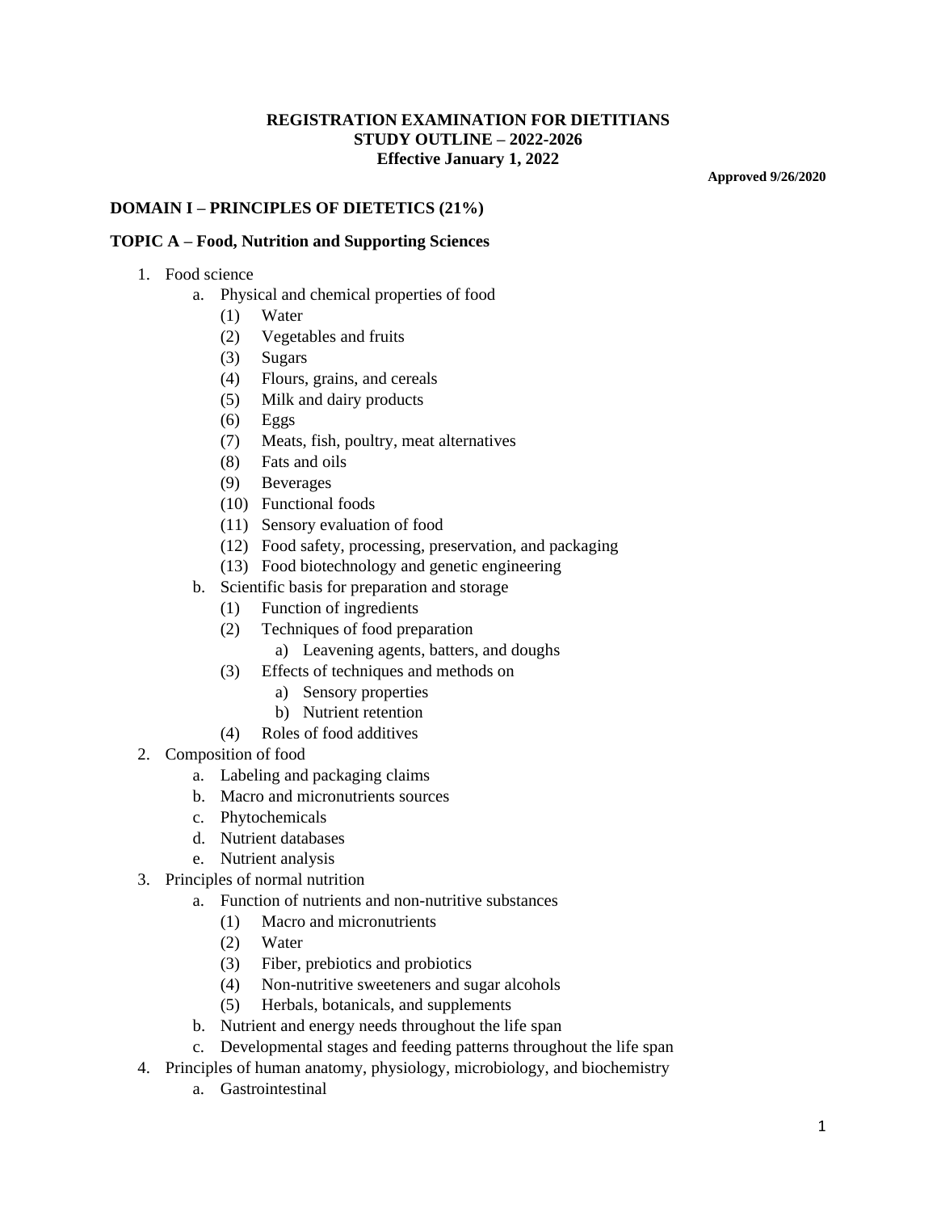**REGISTRATION EXAMINATION FOR DIETITIANS**
**STUDY OUTLINE – 2022-2026**
**Effective January 1, 2022**

**Approved 9/26/2020**

## DOMAIN I – PRINCIPLES OF DIETETICS (21%)

### TOPIC A – Food, Nutrition and Supporting Sciences

1. Food science
   a. Physical and chemical properties of food
      (1) Water
      (2) Vegetables and fruits
      (3) Sugars
      (4) Flours, grains, and cereals
      (5) Milk and dairy products
      (6) Eggs
      (7) Meats, fish, poultry, meat alternatives
      (8) Fats and oils
      (9) Beverages
      (10) Functional foods
      (11) Sensory evaluation of food
      (12) Food safety, processing, preservation, and packaging
      (13) Food biotechnology and genetic engineering
   b. Scientific basis for preparation and storage
      (1) Function of ingredients
      (2) Techniques of food preparation
         a) Leavening agents, batters, and doughs
      (3) Effects of techniques and methods on
         a) Sensory properties
         b) Nutrient retention
      (4) Roles of food additives
2. Composition of food
   a. Labeling and packaging claims
   b. Macro and micronutrients sources
   c. Phytochemicals
   d. Nutrient databases
   e. Nutrient analysis
3. Principles of normal nutrition
   a. Function of nutrients and non-nutritive substances
      (1) Macro and micronutrients
      (2) Water
      (3) Fiber, prebiotics and probiotics
      (4) Non-nutritive sweeteners and sugar alcohols
      (5) Herbals, botanicals, and supplements
   b. Nutrient and energy needs throughout the life span
   c. Developmental stages and feeding patterns throughout the life span
4. Principles of human anatomy, physiology, microbiology, and biochemistry
   a. Gastrointestinal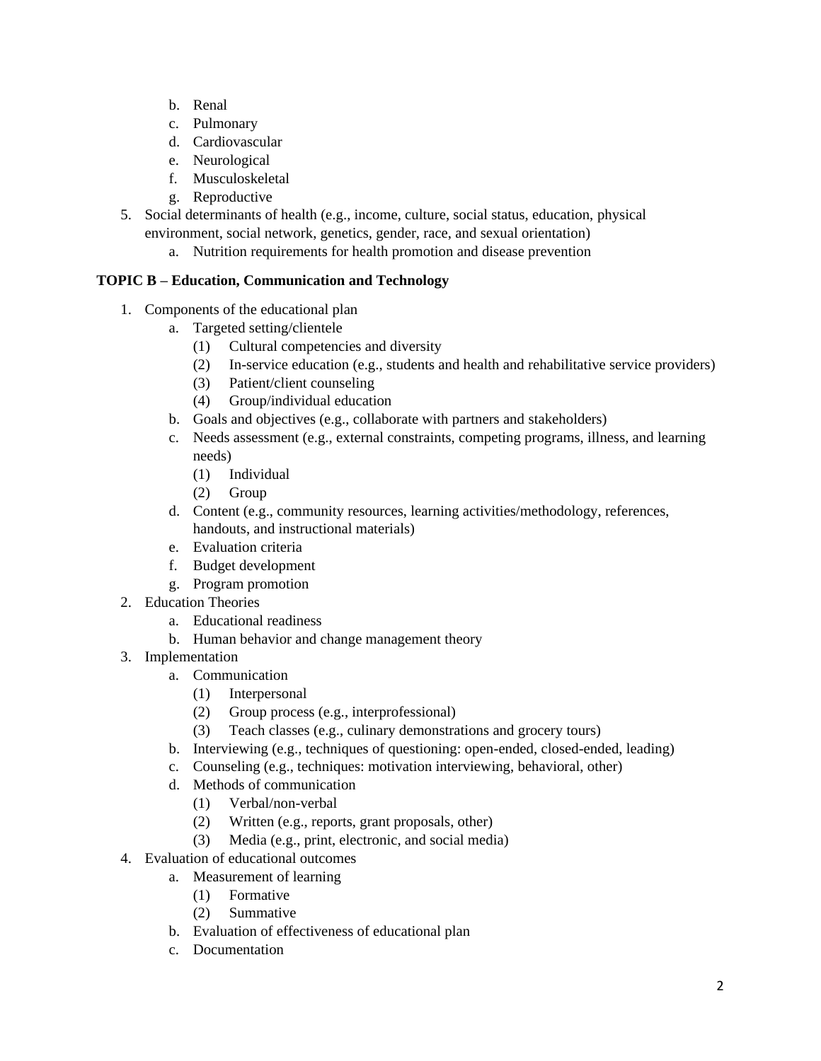b. Renal
   c. Pulmonary
   d. Cardiovascular
   e. Neurological
   f. Musculoskeletal
   g. Reproductive

5. Social determinants of health (e.g., income, culture, social status, education, physical environment, social network, genetics, gender, race, and sexual orientation)
   a. Nutrition requirements for health promotion and disease prevention

**TOPIC B – Education, Communication and Technology**

1. Components of the educational plan
   a. Targeted setting/clientele
      (1) Cultural competencies and diversity
      (2) In-service education (e.g., students and health and rehabilitative service providers)
      (3) Patient/client counseling
      (4) Group/individual education
   b. Goals and objectives (e.g., collaborate with partners and stakeholders)
   c. Needs assessment (e.g., external constraints, competing programs, illness, and learning needs)
      (1) Individual
      (2) Group
   d. Content (e.g., community resources, learning activities/methodology, references, handouts, and instructional materials)
   e. Evaluation criteria
   f. Budget development
   g. Program promotion
2. Education Theories
   a. Educational readiness
   b. Human behavior and change management theory
3. Implementation
   a. Communication
      (1) Interpersonal
      (2) Group process (e.g., interprofessional)
      (3) Teach classes (e.g., culinary demonstrations and grocery tours)
   b. Interviewing (e.g., techniques of questioning: open-ended, closed-ended, leading)
   c. Counseling (e.g., techniques: motivation interviewing, behavioral, other)
   d. Methods of communication
      (1) Verbal/non-verbal
      (2) Written (e.g., reports, grant proposals, other)
      (3) Media (e.g., print, electronic, and social media)
4. Evaluation of educational outcomes
   a. Measurement of learning
      (1) Formative
      (2) Summative
   b. Evaluation of effectiveness of educational plan
   c. Documentation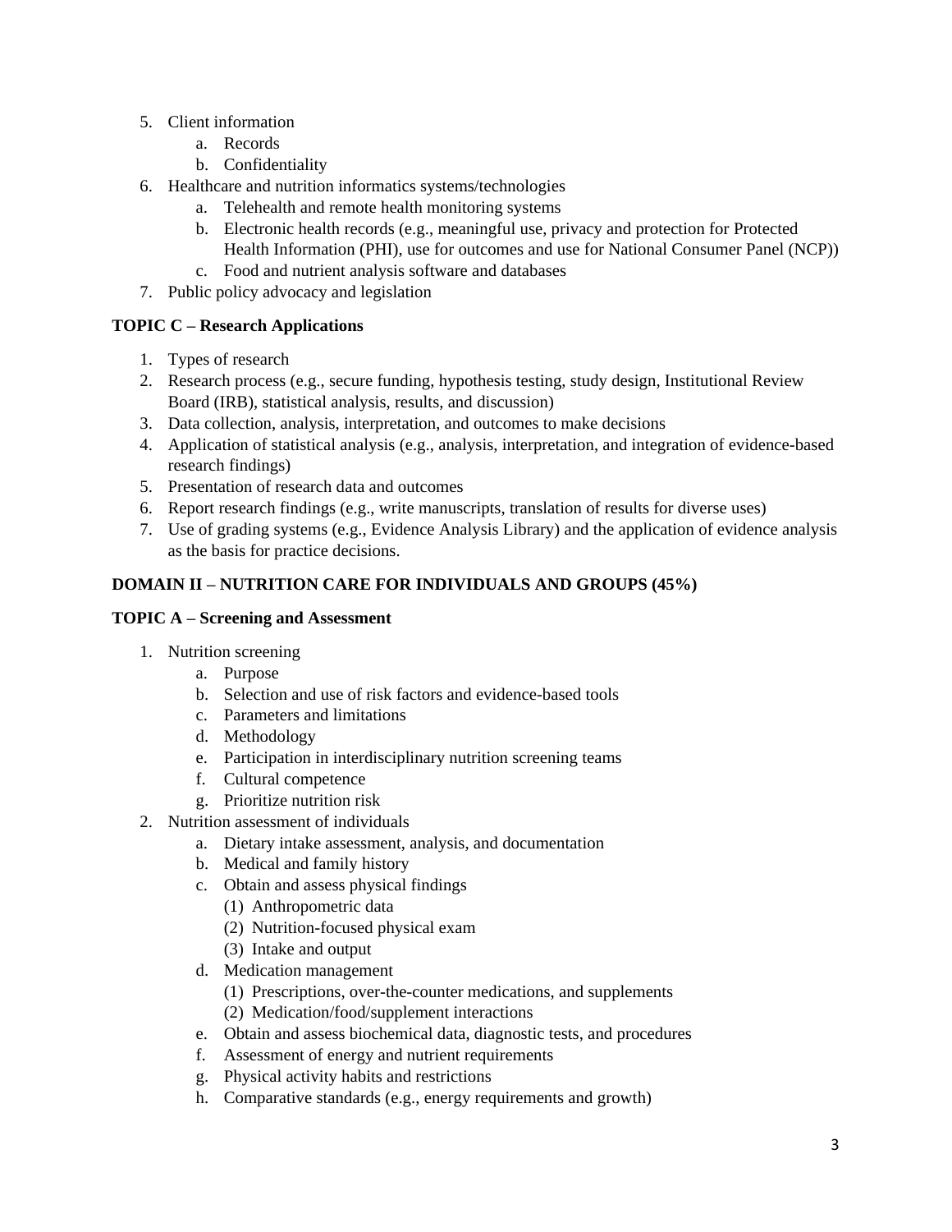5. Client information
    a. Records
    b. Confidentiality
6. Healthcare and nutrition informatics systems/technologies
    a. Telehealth and remote health monitoring systems
    b. Electronic health records (e.g., meaningful use, privacy and protection for Protected Health Information (PHI), use for outcomes and use for National Consumer Panel (NCP))
    c. Food and nutrient analysis software and databases
7. Public policy advocacy and legislation

**TOPIC C – Research Applications**

1. Types of research
2. Research process (e.g., secure funding, hypothesis testing, study design, Institutional Review Board (IRB), statistical analysis, results, and discussion)
3. Data collection, analysis, interpretation, and outcomes to make decisions
4. Application of statistical analysis (e.g., analysis, interpretation, and integration of evidence-based research findings)
5. Presentation of research data and outcomes
6. Report research findings (e.g., write manuscripts, translation of results for diverse uses)
7. Use of grading systems (e.g., Evidence Analysis Library) and the application of evidence analysis as the basis for practice decisions.

**DOMAIN II – NUTRITION CARE FOR INDIVIDUALS AND GROUPS (45%)**

**TOPIC A – Screening and Assessment**

1. Nutrition screening
    a. Purpose
    b. Selection and use of risk factors and evidence-based tools
    c. Parameters and limitations
    d. Methodology
    e. Participation in interdisciplinary nutrition screening teams
    f. Cultural competence
    g. Prioritize nutrition risk
2. Nutrition assessment of individuals
    a. Dietary intake assessment, analysis, and documentation
    b. Medical and family history
    c. Obtain and assess physical findings
        (1) Anthropometric data
        (2) Nutrition-focused physical exam
        (3) Intake and output
    d. Medication management
        (1) Prescriptions, over-the-counter medications, and supplements
        (2) Medication/food/supplement interactions
    e. Obtain and assess biochemical data, diagnostic tests, and procedures
    f. Assessment of energy and nutrient requirements
    g. Physical activity habits and restrictions
    h. Comparative standards (e.g., energy requirements and growth)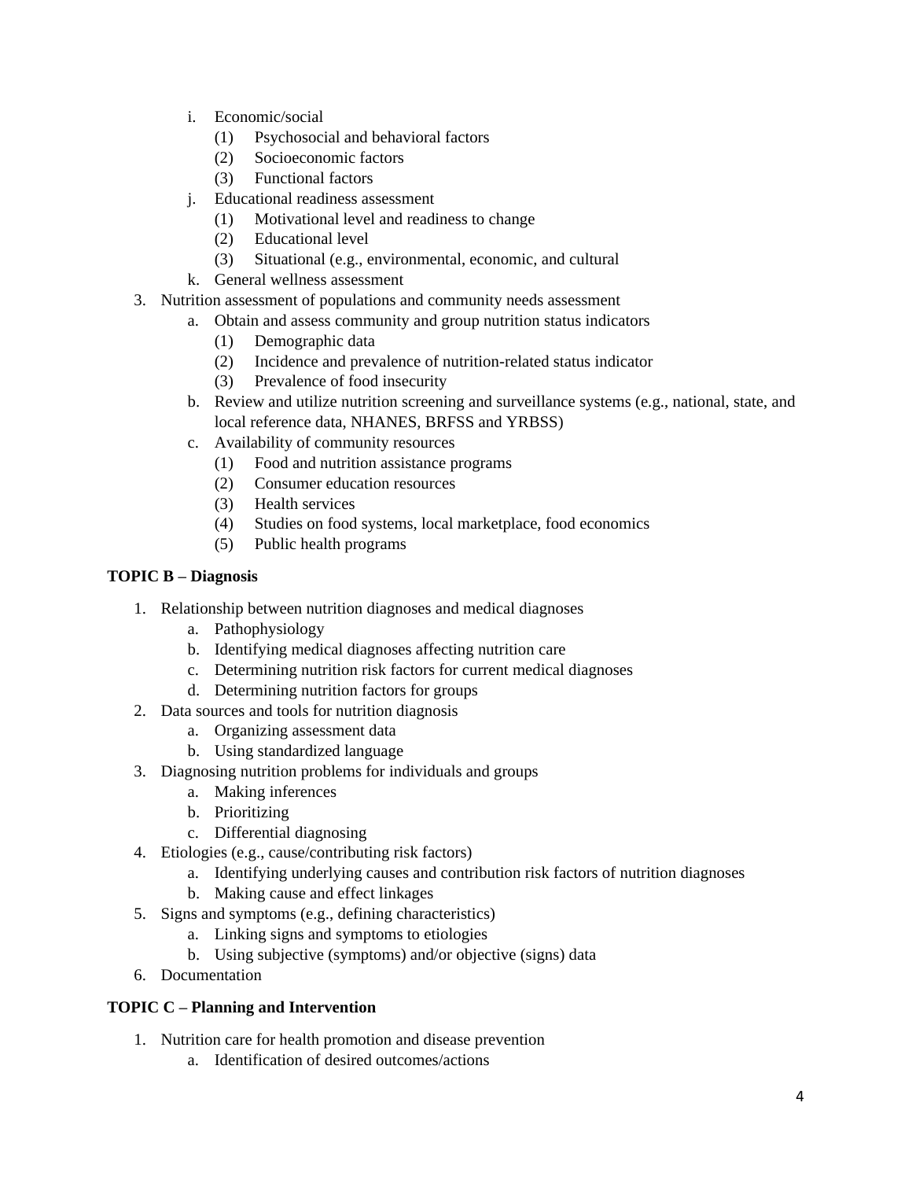- i. Economic/social
     - (1) Psychosocial and behavioral factors
     - (2) Socioeconomic factors
     - (3) Functional factors
   - j. Educational readiness assessment
     - (1) Motivational level and readiness to change
     - (2) Educational level
     - (3) Situational (e.g., environmental, economic, and cultural
   - k. General wellness assessment
3. Nutrition assessment of populations and community needs assessment
   - a. Obtain and assess community and group nutrition status indicators
     - (1) Demographic data
     - (2) Incidence and prevalence of nutrition-related status indicator
     - (3) Prevalence of food insecurity
   - b. Review and utilize nutrition screening and surveillance systems (e.g., national, state, and local reference data, NHANES, BRFSS and YRBSS)
   - c. Availability of community resources
     - (1) Food and nutrition assistance programs
     - (2) Consumer education resources
     - (3) Health services
     - (4) Studies on food systems, local marketplace, food economics
     - (5) Public health programs

**TOPIC B – Diagnosis**

1. Relationship between nutrition diagnoses and medical diagnoses
   - a. Pathophysiology
   - b. Identifying medical diagnoses affecting nutrition care
   - c. Determining nutrition risk factors for current medical diagnoses
   - d. Determining nutrition factors for groups
2. Data sources and tools for nutrition diagnosis
   - a. Organizing assessment data
   - b. Using standardized language
3. Diagnosing nutrition problems for individuals and groups
   - a. Making inferences
   - b. Prioritizing
   - c. Differential diagnosing
4. Etiologies (e.g., cause/contributing risk factors)
   - a. Identifying underlying causes and contribution risk factors of nutrition diagnoses
   - b. Making cause and effect linkages
5. Signs and symptoms (e.g., defining characteristics)
   - a. Linking signs and symptoms to etiologies
   - b. Using subjective (symptoms) and/or objective (signs) data
6. Documentation

**TOPIC C – Planning and Intervention**

1. Nutrition care for health promotion and disease prevention
   - a. Identification of desired outcomes/actions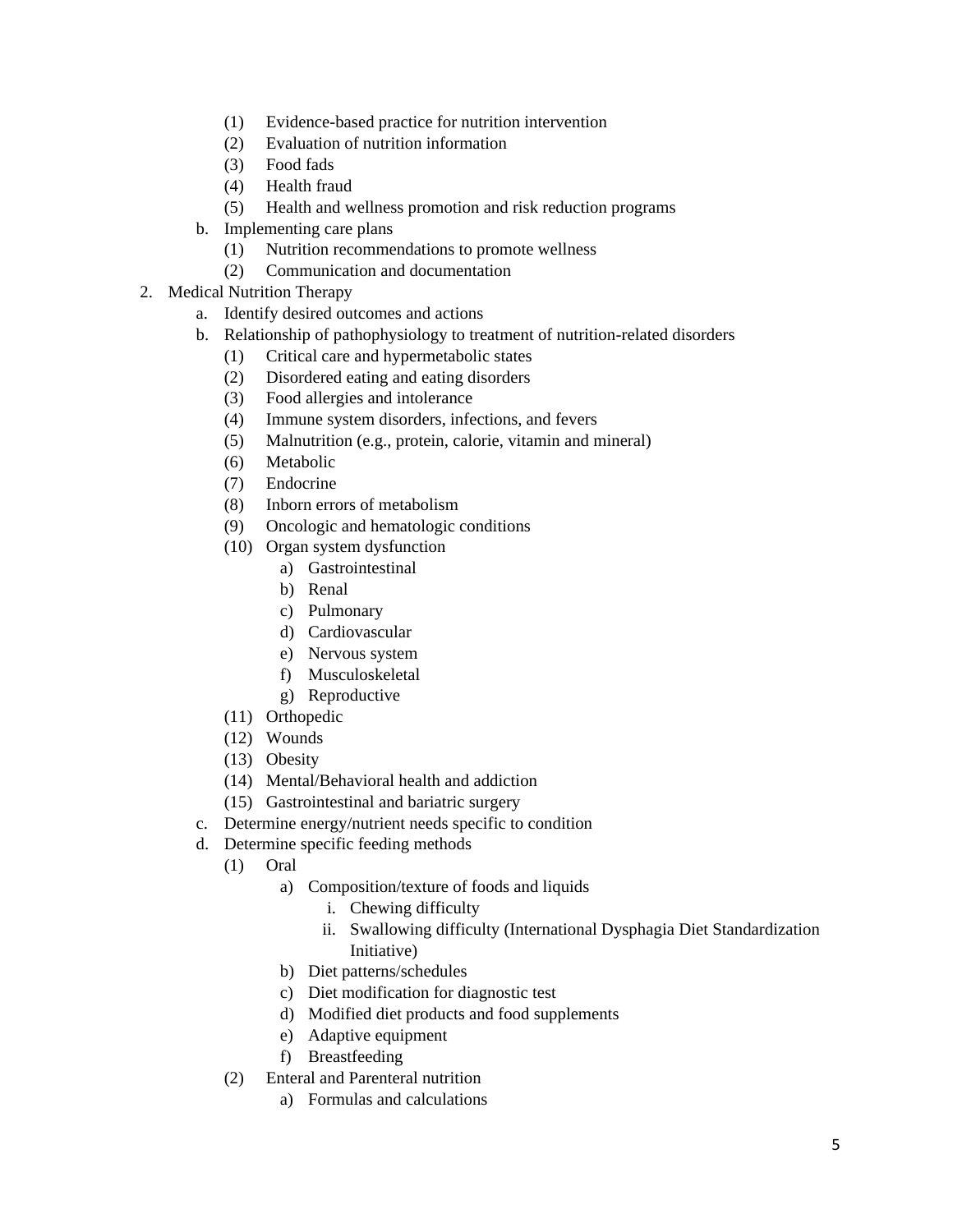(1) Evidence-based practice for nutrition intervention
        (2) Evaluation of nutrition information
        (3) Food fads
        (4) Health fraud
        (5) Health and wellness promotion and risk reduction programs
    b. Implementing care plans
        (1) Nutrition recommendations to promote wellness
        (2) Communication and documentation

2. Medical Nutrition Therapy
    a. Identify desired outcomes and actions
    b. Relationship of pathophysiology to treatment of nutrition-related disorders
        (1) Critical care and hypermetabolic states
        (2) Disordered eating and eating disorders
        (3) Food allergies and intolerance
        (4) Immune system disorders, infections, and fevers
        (5) Malnutrition (e.g., protein, calorie, vitamin and mineral)
        (6) Metabolic
        (7) Endocrine
        (8) Inborn errors of metabolism
        (9) Oncologic and hematologic conditions
        (10) Organ system dysfunction
            a) Gastrointestinal
            b) Renal
            c) Pulmonary
            d) Cardiovascular
            e) Nervous system
            f) Musculoskeletal
            g) Reproductive
        (11) Orthopedic
        (12) Wounds
        (13) Obesity
        (14) Mental/Behavioral health and addiction
        (15) Gastrointestinal and bariatric surgery
    c. Determine energy/nutrient needs specific to condition
    d. Determine specific feeding methods
        (1) Oral
            a) Composition/texture of foods and liquids
                i. Chewing difficulty
                ii. Swallowing difficulty (International Dysphagia Diet Standardization Initiative)
            b) Diet patterns/schedules
            c) Diet modification for diagnostic test
            d) Modified diet products and food supplements
            e) Adaptive equipment
            f) Breastfeeding
        (2) Enteral and Parenteral nutrition
            a) Formulas and calculations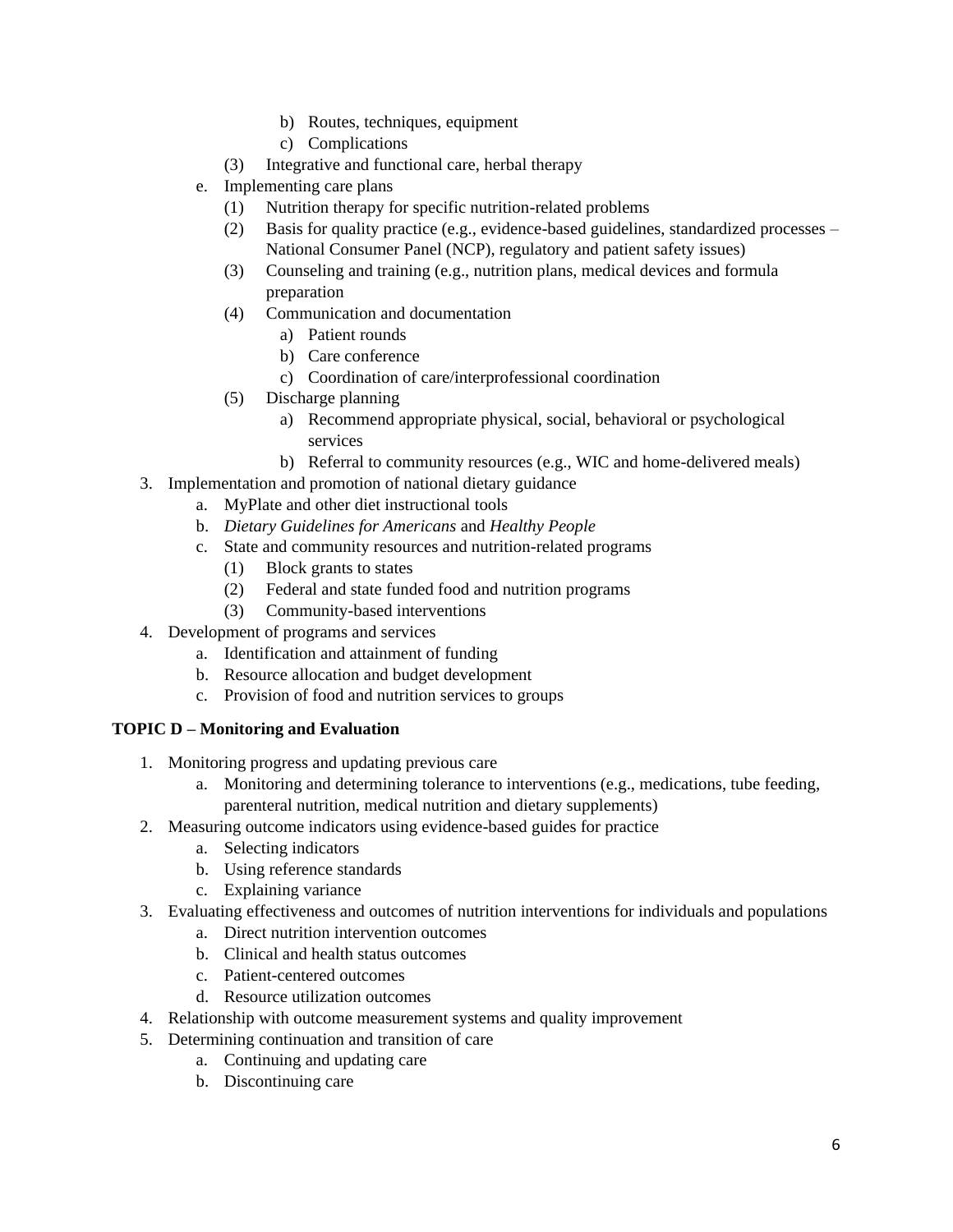b) Routes, techniques, equipment
            c) Complications
        (3) Integrative and functional care, herbal therapy
    e. Implementing care plans
        (1) Nutrition therapy for specific nutrition-related problems
        (2) Basis for quality practice (e.g., evidence-based guidelines, standardized processes – National Consumer Panel (NCP), regulatory and patient safety issues)
        (3) Counseling and training (e.g., nutrition plans, medical devices and formula preparation
        (4) Communication and documentation
            a) Patient rounds
            b) Care conference
            c) Coordination of care/interprofessional coordination
        (5) Discharge planning
            a) Recommend appropriate physical, social, behavioral or psychological services
            b) Referral to community resources (e.g., WIC and home-delivered meals)

3. Implementation and promotion of national dietary guidance
    a. MyPlate and other diet instructional tools
    b. *Dietary Guidelines for Americans* and *Healthy People*
    c. State and community resources and nutrition-related programs
        (1) Block grants to states
        (2) Federal and state funded food and nutrition programs
        (3) Community-based interventions
4. Development of programs and services
    a. Identification and attainment of funding
    b. Resource allocation and budget development
    c. Provision of food and nutrition services to groups

**TOPIC D – Monitoring and Evaluation**

1. Monitoring progress and updating previous care
    a. Monitoring and determining tolerance to interventions (e.g., medications, tube feeding, parenteral nutrition, medical nutrition and dietary supplements)
2. Measuring outcome indicators using evidence-based guides for practice
    a. Selecting indicators
    b. Using reference standards
    c. Explaining variance
3. Evaluating effectiveness and outcomes of nutrition interventions for individuals and populations
    a. Direct nutrition intervention outcomes
    b. Clinical and health status outcomes
    c. Patient-centered outcomes
    d. Resource utilization outcomes
4. Relationship with outcome measurement systems and quality improvement
5. Determining continuation and transition of care
    a. Continuing and updating care
    b. Discontinuing care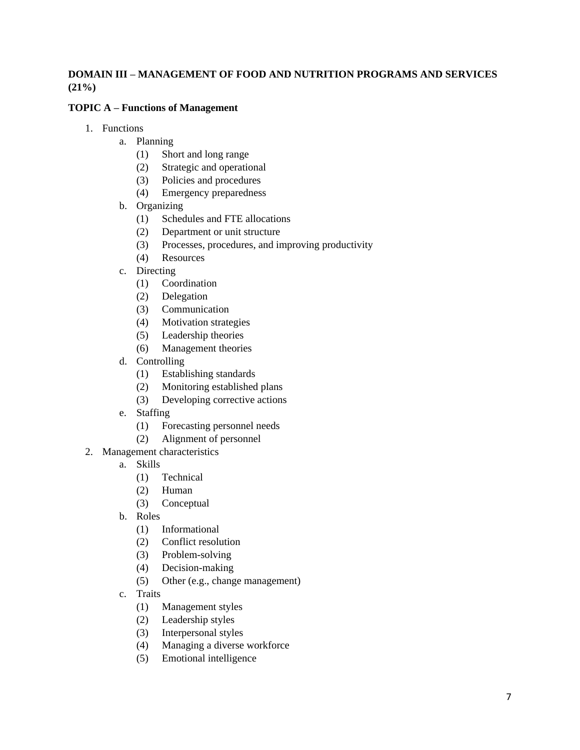**DOMAIN III – MANAGEMENT OF FOOD AND NUTRITION PROGRAMS AND SERVICES (21%)**

**TOPIC A – Functions of Management**

1. Functions
   a. Planning
      (1) Short and long range
      (2) Strategic and operational
      (3) Policies and procedures
      (4) Emergency preparedness
   b. Organizing
      (1) Schedules and FTE allocations
      (2) Department or unit structure
      (3) Processes, procedures, and improving productivity
      (4) Resources
   c. Directing
      (1) Coordination
      (2) Delegation
      (3) Communication
      (4) Motivation strategies
      (5) Leadership theories
      (6) Management theories
   d. Controlling
      (1) Establishing standards
      (2) Monitoring established plans
      (3) Developing corrective actions
   e. Staffing
      (1) Forecasting personnel needs
      (2) Alignment of personnel
2. Management characteristics
   a. Skills
      (1) Technical
      (2) Human
      (3) Conceptual
   b. Roles
      (1) Informational
      (2) Conflict resolution
      (3) Problem-solving
      (4) Decision-making
      (5) Other (e.g., change management)
   c. Traits
      (1) Management styles
      (2) Leadership styles
      (3) Interpersonal styles
      (4) Managing a diverse workforce
      (5) Emotional intelligence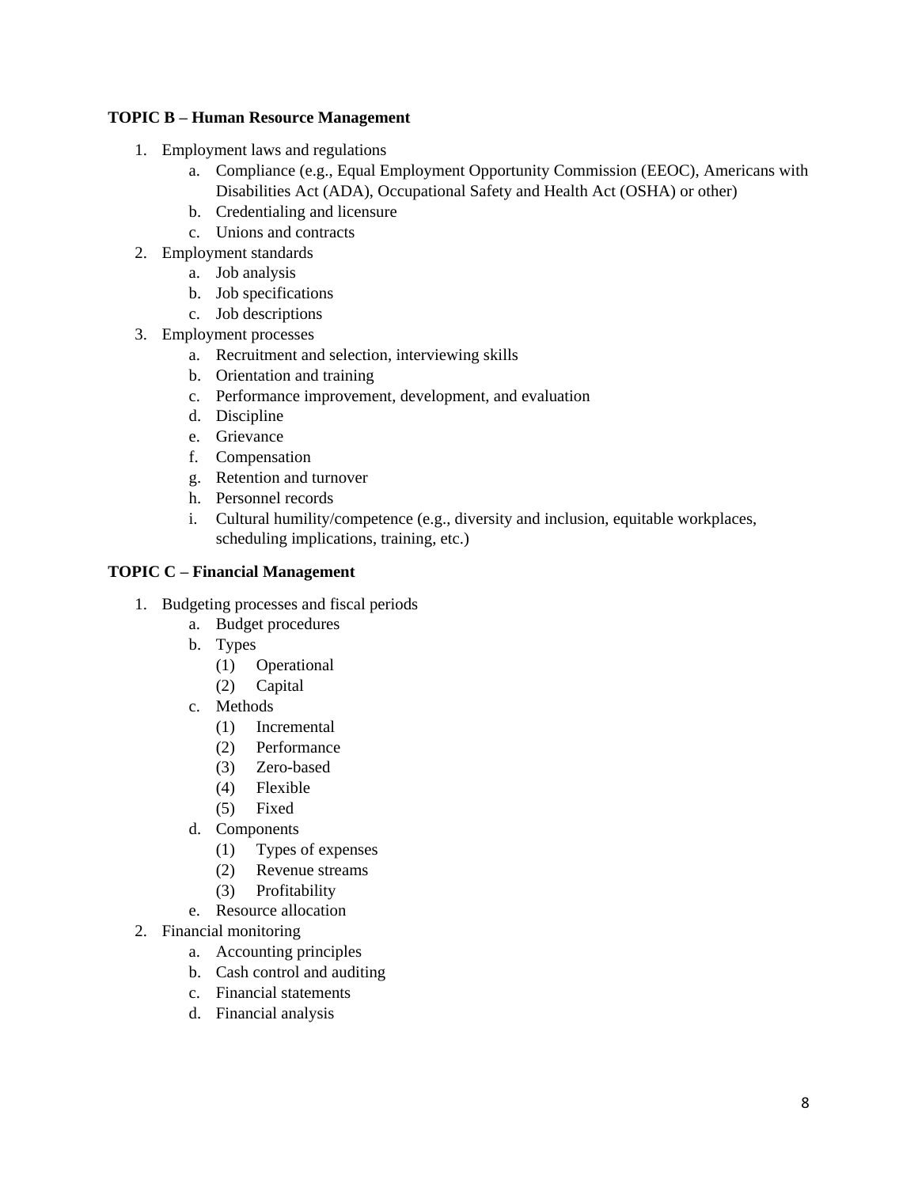**TOPIC B – Human Resource Management**

1. Employment laws and regulations
    a. Compliance (e.g., Equal Employment Opportunity Commission (EEOC), Americans with Disabilities Act (ADA), Occupational Safety and Health Act (OSHA) or other)
    b. Credentialing and licensure
    c. Unions and contracts
2. Employment standards
    a. Job analysis
    b. Job specifications
    c. Job descriptions
3. Employment processes
    a. Recruitment and selection, interviewing skills
    b. Orientation and training
    c. Performance improvement, development, and evaluation
    d. Discipline
    e. Grievance
    f. Compensation
    g. Retention and turnover
    h. Personnel records
    i. Cultural humility/competence (e.g., diversity and inclusion, equitable workplaces, scheduling implications, training, etc.)

**TOPIC C – Financial Management**

1. Budgeting processes and fiscal periods
    a. Budget procedures
    b. Types
        (1) Operational
        (2) Capital
    c. Methods
        (1) Incremental
        (2) Performance
        (3) Zero-based
        (4) Flexible
        (5) Fixed
    d. Components
        (1) Types of expenses
        (2) Revenue streams
        (3) Profitability
    e. Resource allocation
2. Financial monitoring
    a. Accounting principles
    b. Cash control and auditing
    c. Financial statements
    d. Financial analysis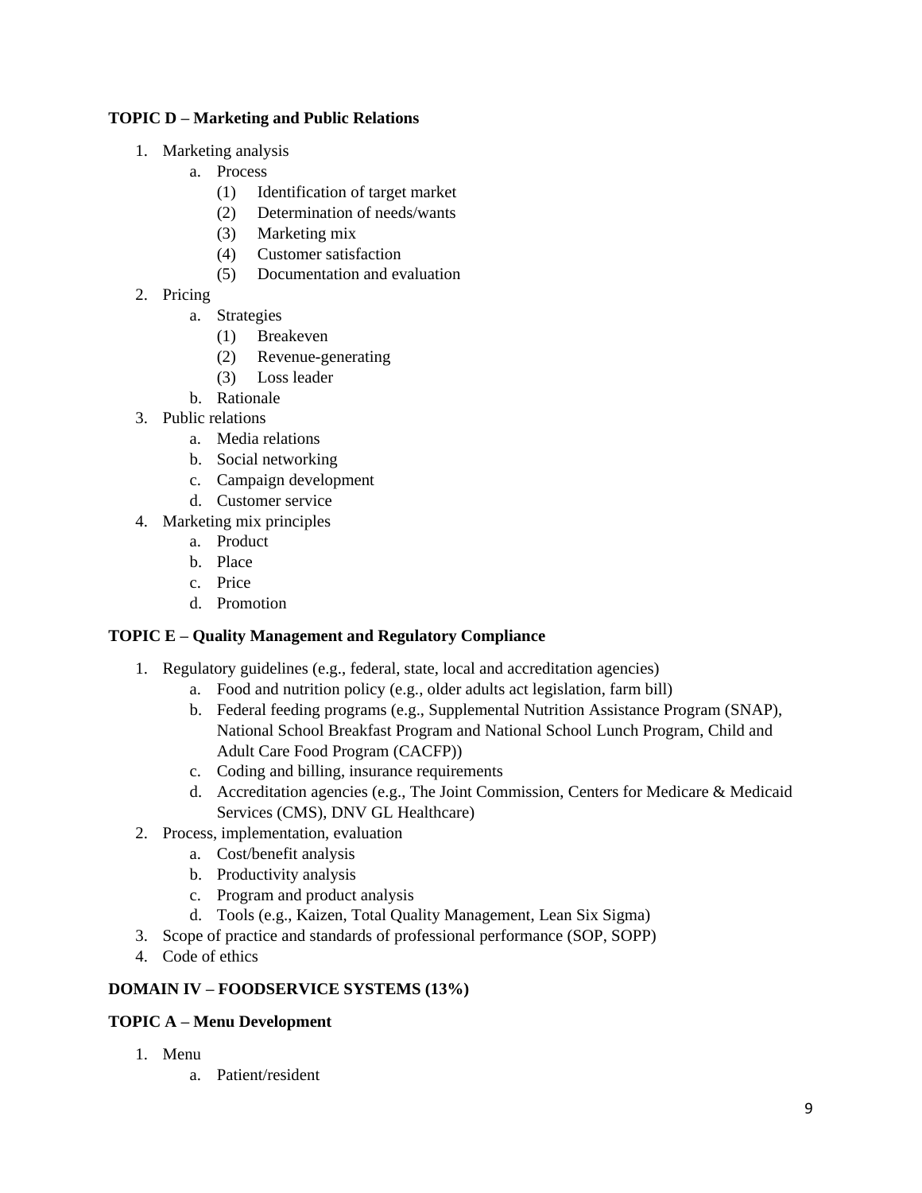**TOPIC D – Marketing and Public Relations**

1. Marketing analysis
   a. Process
      (1) Identification of target market
      (2) Determination of needs/wants
      (3) Marketing mix
      (4) Customer satisfaction
      (5) Documentation and evaluation
2. Pricing
   a. Strategies
      (1) Breakeven
      (2) Revenue-generating
      (3) Loss leader
   b. Rationale
3. Public relations
   a. Media relations
   b. Social networking
   c. Campaign development
   d. Customer service
4. Marketing mix principles
   a. Product
   b. Place
   c. Price
   d. Promotion

**TOPIC E – Quality Management and Regulatory Compliance**

1. Regulatory guidelines (e.g., federal, state, local and accreditation agencies)
   a. Food and nutrition policy (e.g., older adults act legislation, farm bill)
   b. Federal feeding programs (e.g., Supplemental Nutrition Assistance Program (SNAP), National School Breakfast Program and National School Lunch Program, Child and Adult Care Food Program (CACFP))
   c. Coding and billing, insurance requirements
   d. Accreditation agencies (e.g., The Joint Commission, Centers for Medicare & Medicaid Services (CMS), DNV GL Healthcare)
2. Process, implementation, evaluation
   a. Cost/benefit analysis
   b. Productivity analysis
   c. Program and product analysis
   d. Tools (e.g., Kaizen, Total Quality Management, Lean Six Sigma)
3. Scope of practice and standards of professional performance (SOP, SOPP)
4. Code of ethics

**DOMAIN IV – FOODSERVICE SYSTEMS (13%)**

**TOPIC A – Menu Development**

1. Menu
   a. Patient/resident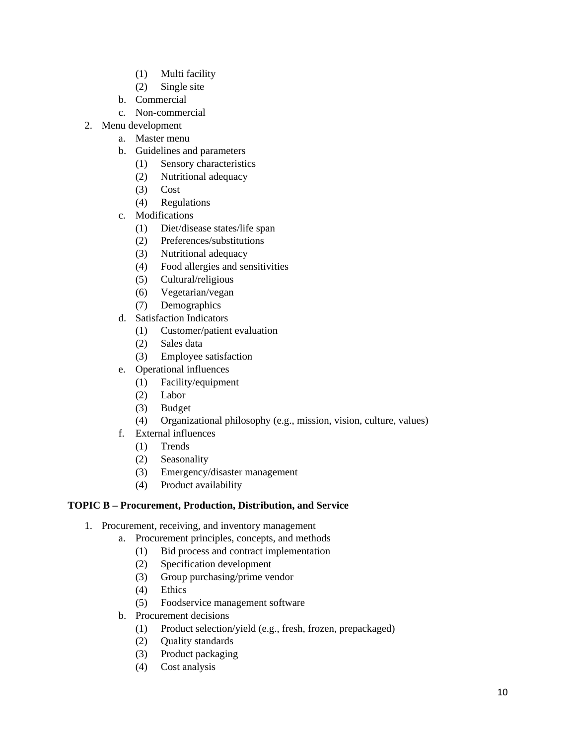- (1) Multi facility
    - (2) Single site
  - b. Commercial
  - c. Non-commercial
2. Menu development
   - a. Master menu
   - b. Guidelines and parameters
     - (1) Sensory characteristics
     - (2) Nutritional adequacy
     - (3) Cost
     - (4) Regulations
   - c. Modifications
     - (1) Diet/disease states/life span
     - (2) Preferences/substitutions
     - (3) Nutritional adequacy
     - (4) Food allergies and sensitivities
     - (5) Cultural/religious
     - (6) Vegetarian/vegan
     - (7) Demographics
   - d. Satisfaction Indicators
     - (1) Customer/patient evaluation
     - (2) Sales data
     - (3) Employee satisfaction
   - e. Operational influences
     - (1) Facility/equipment
     - (2) Labor
     - (3) Budget
     - (4) Organizational philosophy (e.g., mission, vision, culture, values)
   - f. External influences
     - (1) Trends
     - (2) Seasonality
     - (3) Emergency/disaster management
     - (4) Product availability

**TOPIC B – Procurement, Production, Distribution, and Service**

1. Procurement, receiving, and inventory management
   - a. Procurement principles, concepts, and methods
     - (1) Bid process and contract implementation
     - (2) Specification development
     - (3) Group purchasing/prime vendor
     - (4) Ethics
     - (5) Foodservice management software
   - b. Procurement decisions
     - (1) Product selection/yield (e.g., fresh, frozen, prepackaged)
     - (2) Quality standards
     - (3) Product packaging
     - (4) Cost analysis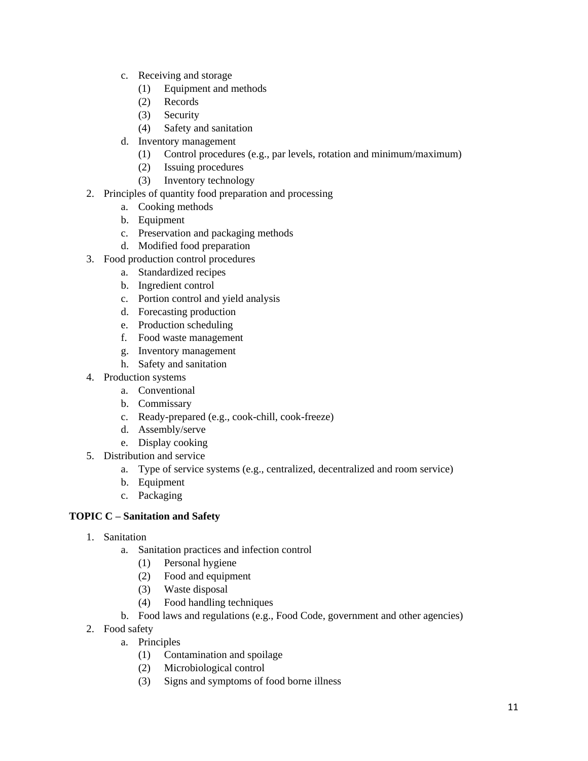c. Receiving and storage
      (1) Equipment and methods
      (2) Records
      (3) Security
      (4) Safety and sanitation
   d. Inventory management
      (1) Control procedures (e.g., par levels, rotation and minimum/maximum)
      (2) Issuing procedures
      (3) Inventory technology

2. Principles of quantity food preparation and processing
   a. Cooking methods
   b. Equipment
   c. Preservation and packaging methods
   d. Modified food preparation
3. Food production control procedures
   a. Standardized recipes
   b. Ingredient control
   c. Portion control and yield analysis
   d. Forecasting production
   e. Production scheduling
   f. Food waste management
   g. Inventory management
   h. Safety and sanitation
4. Production systems
   a. Conventional
   b. Commissary
   c. Ready-prepared (e.g., cook-chill, cook-freeze)
   d. Assembly/serve
   e. Display cooking
5. Distribution and service
   a. Type of service systems (e.g., centralized, decentralized and room service)
   b. Equipment
   c. Packaging

**TOPIC C – Sanitation and Safety**

1. Sanitation
   a. Sanitation practices and infection control
      (1) Personal hygiene
      (2) Food and equipment
      (3) Waste disposal
      (4) Food handling techniques
   b. Food laws and regulations (e.g., Food Code, government and other agencies)
2. Food safety
   a. Principles
      (1) Contamination and spoilage
      (2) Microbiological control
      (3) Signs and symptoms of food borne illness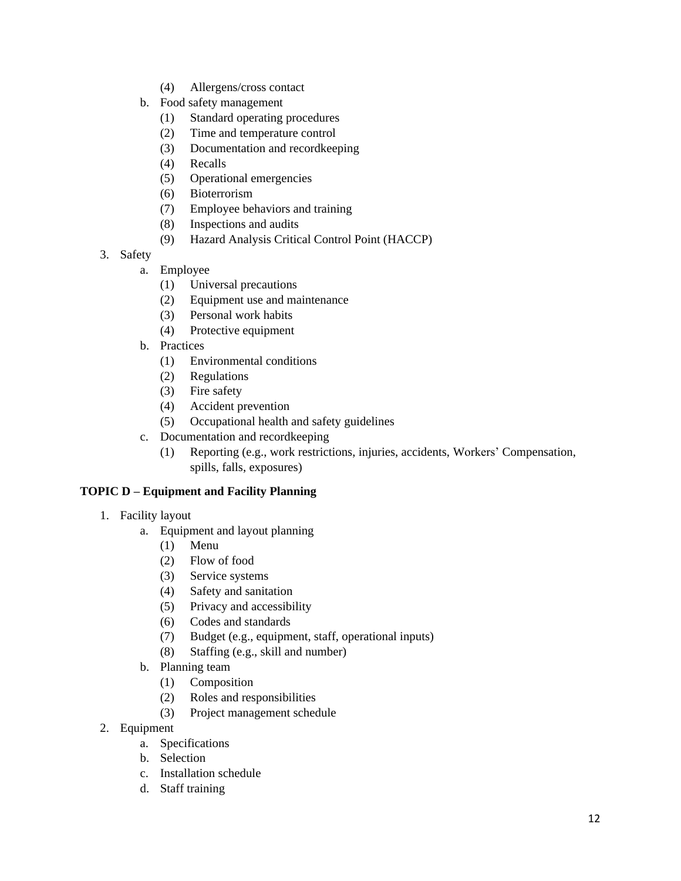(4) Allergens/cross contact

   b. Food safety management
      (1) Standard operating procedures
      (2) Time and temperature control
      (3) Documentation and recordkeeping
      (4) Recalls
      (5) Operational emergencies
      (6) Bioterrorism
      (7) Employee behaviors and training
      (8) Inspections and audits
      (9) Hazard Analysis Critical Control Point (HACCP)

3. Safety
   a. Employee
      (1) Universal precautions
      (2) Equipment use and maintenance
      (3) Personal work habits
      (4) Protective equipment
   b. Practices
      (1) Environmental conditions
      (2) Regulations
      (3) Fire safety
      (4) Accident prevention
      (5) Occupational health and safety guidelines
   c. Documentation and recordkeeping
      (1) Reporting (e.g., work restrictions, injuries, accidents, Workers' Compensation, spills, falls, exposures)

**TOPIC D – Equipment and Facility Planning**

1. Facility layout
   a. Equipment and layout planning
      (1) Menu
      (2) Flow of food
      (3) Service systems
      (4) Safety and sanitation
      (5) Privacy and accessibility
      (6) Codes and standards
      (7) Budget (e.g., equipment, staff, operational inputs)
      (8) Staffing (e.g., skill and number)
   b. Planning team
      (1) Composition
      (2) Roles and responsibilities
      (3) Project management schedule
2. Equipment
   a. Specifications
   b. Selection
   c. Installation schedule
   d. Staff training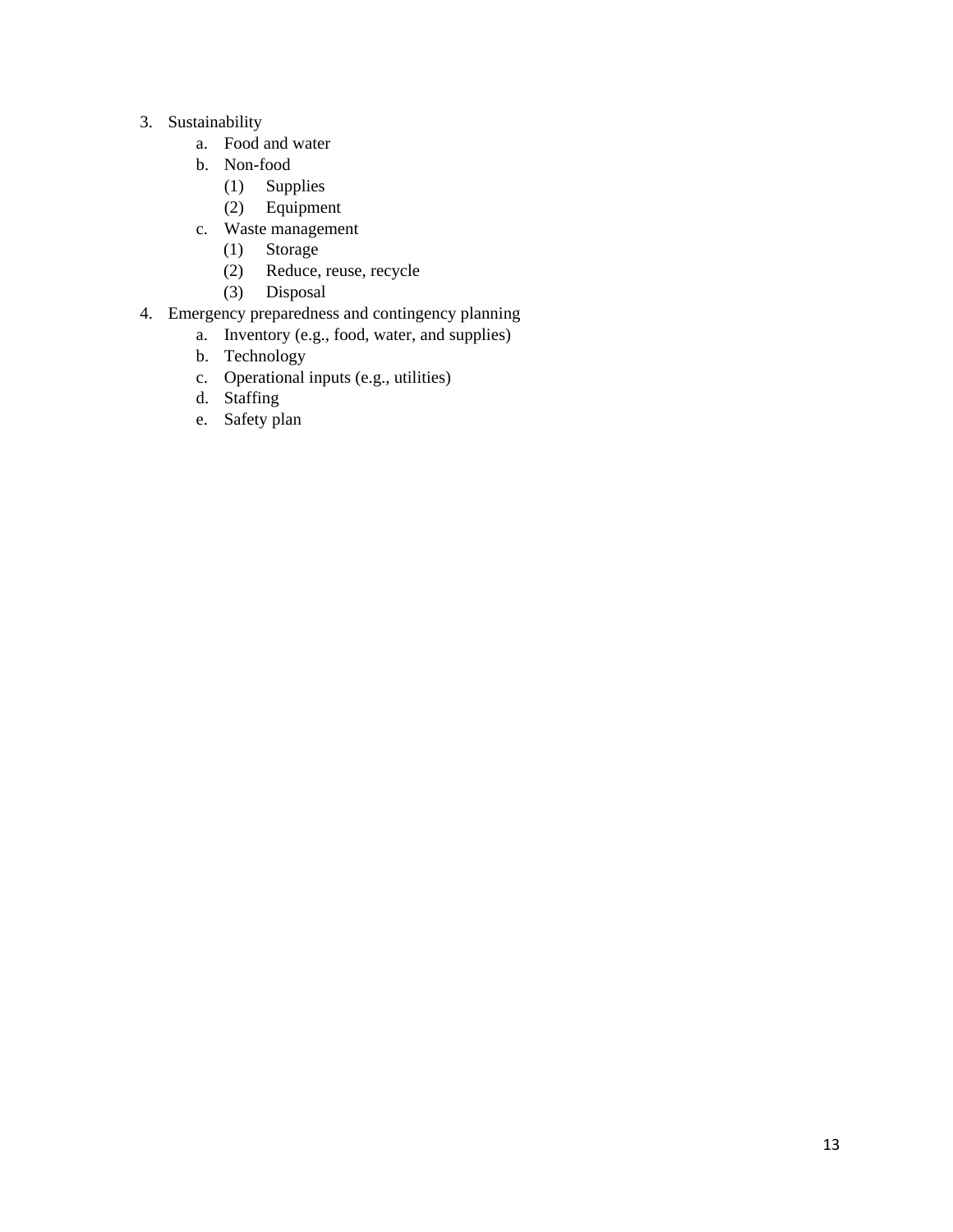3. Sustainability
   a. Food and water
   b. Non-food
      (1) Supplies
      (2) Equipment
   c. Waste management
      (1) Storage
      (2) Reduce, reuse, recycle
      (3) Disposal
4. Emergency preparedness and contingency planning
   a. Inventory (e.g., food, water, and supplies)
   b. Technology
   c. Operational inputs (e.g., utilities)
   d. Staffing
   e. Safety plan